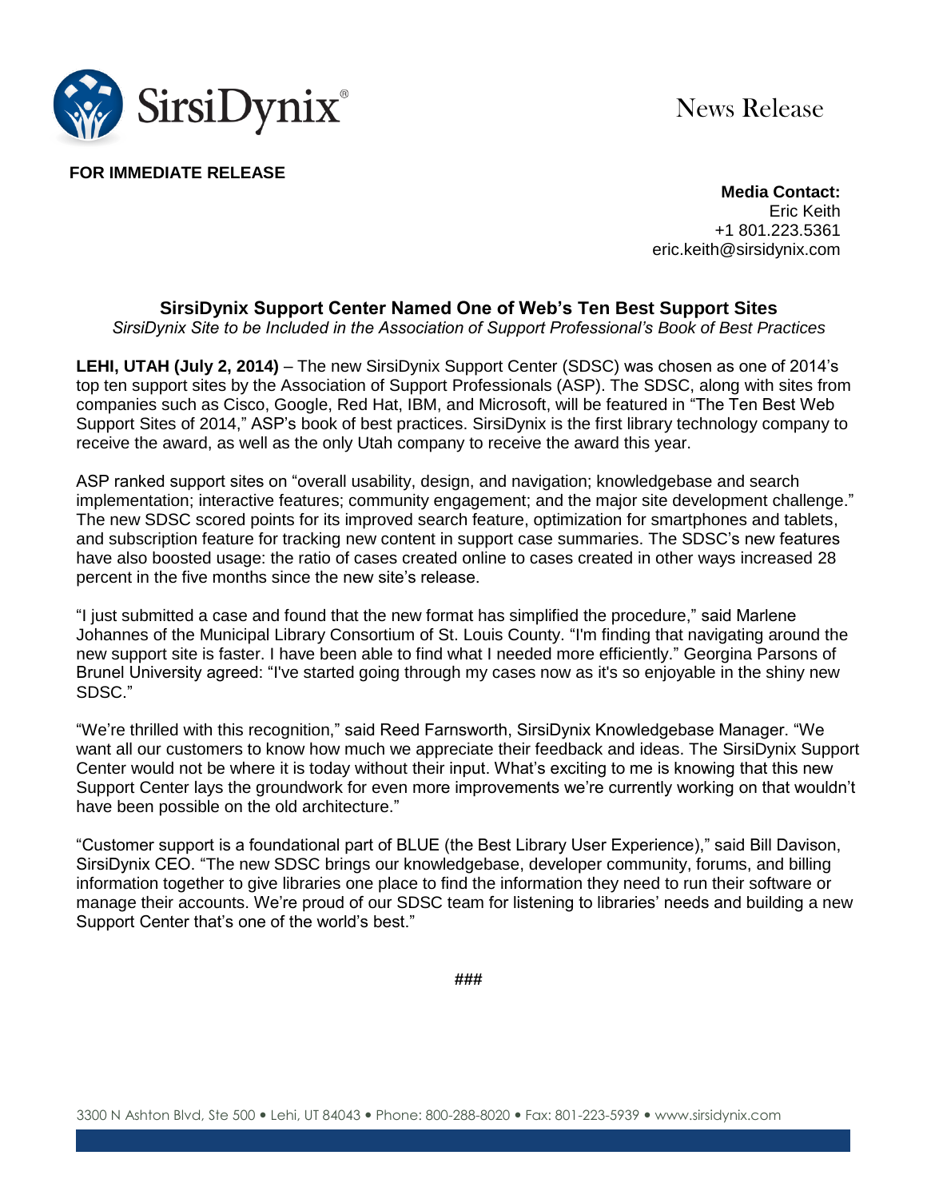SirsiDynix®

News Release

**FOR IMMEDIATE RELEASE**

**Media Contact:**
Eric Keith
+1 801.223.5361
eric.keith@sirsidynix.com

## SirsiDynix Support Center Named One of Web's Ten Best Support Sites

*SirsiDynix Site to be Included in the Association of Support Professional's Book of Best Practices*

**LEHI, UTAH (July 2, 2014)** – The new SirsiDynix Support Center (SDSC) was chosen as one of 2014's top ten support sites by the Association of Support Professionals (ASP). The SDSC, along with sites from companies such as Cisco, Google, Red Hat, IBM, and Microsoft, will be featured in "The Ten Best Web Support Sites of 2014," ASP's book of best practices. SirsiDynix is the first library technology company to receive the award, as well as the only Utah company to receive the award this year.

ASP ranked support sites on "overall usability, design, and navigation; knowledgebase and search implementation; interactive features; community engagement; and the major site development challenge." The new SDSC scored points for its improved search feature, optimization for smartphones and tablets, and subscription feature for tracking new content in support case summaries. The SDSC's new features have also boosted usage: the ratio of cases created online to cases created in other ways increased 28 percent in the five months since the new site's release.

"I just submitted a case and found that the new format has simplified the procedure," said Marlene Johannes of the Municipal Library Consortium of St. Louis County. "I'm finding that navigating around the new support site is faster. I have been able to find what I needed more efficiently." Georgina Parsons of Brunel University agreed: "I've started going through my cases now as it's so enjoyable in the shiny new SDSC."

"We're thrilled with this recognition," said Reed Farnsworth, SirsiDynix Knowledgebase Manager. "We want all our customers to know how much we appreciate their feedback and ideas. The SirsiDynix Support Center would not be where it is today without their input. What's exciting to me is knowing that this new Support Center lays the groundwork for even more improvements we're currently working on that wouldn't have been possible on the old architecture."

"Customer support is a foundational part of BLUE (the Best Library User Experience)," said Bill Davison, SirsiDynix CEO. "The new SDSC brings our knowledgebase, developer community, forums, and billing information together to give libraries one place to find the information they need to run their software or manage their accounts. We're proud of our SDSC team for listening to libraries' needs and building a new Support Center that's one of the world's best."

###

3300 N Ashton Blvd, Ste 500 • Lehi, UT 84043 • Phone: 800-288-8020 • Fax: 801-223-5939 • www.sirsidynix.com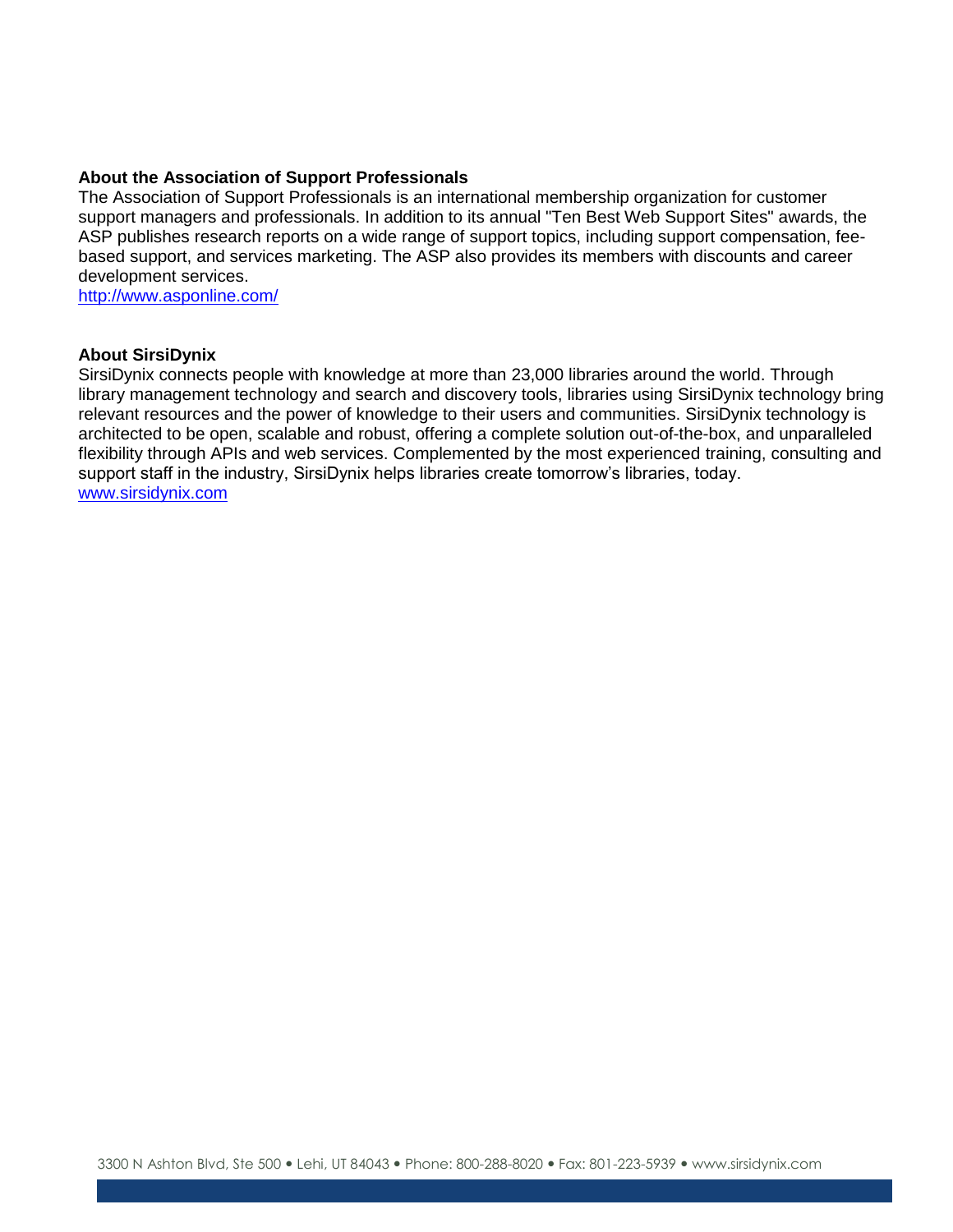**About the Association of Support Professionals**

The Association of Support Professionals is an international membership organization for customer support managers and professionals. In addition to its annual "Ten Best Web Support Sites" awards, the ASP publishes research reports on a wide range of support topics, including support compensation, fee-based support, and services marketing. The ASP also provides its members with discounts and career development services.
http://www.asponline.com/

**About SirsiDynix**

SirsiDynix connects people with knowledge at more than 23,000 libraries around the world. Through library management technology and search and discovery tools, libraries using SirsiDynix technology bring relevant resources and the power of knowledge to their users and communities. SirsiDynix technology is architected to be open, scalable and robust, offering a complete solution out-of-the-box, and unparalleled flexibility through APIs and web services. Complemented by the most experienced training, consulting and support staff in the industry, SirsiDynix helps libraries create tomorrow's libraries, today.
www.sirsidynix.com

3300 N Ashton Blvd, Ste 500 • Lehi, UT 84043 • Phone: 800-288-8020 • Fax: 801-223-5939 • www.sirsidynix.com